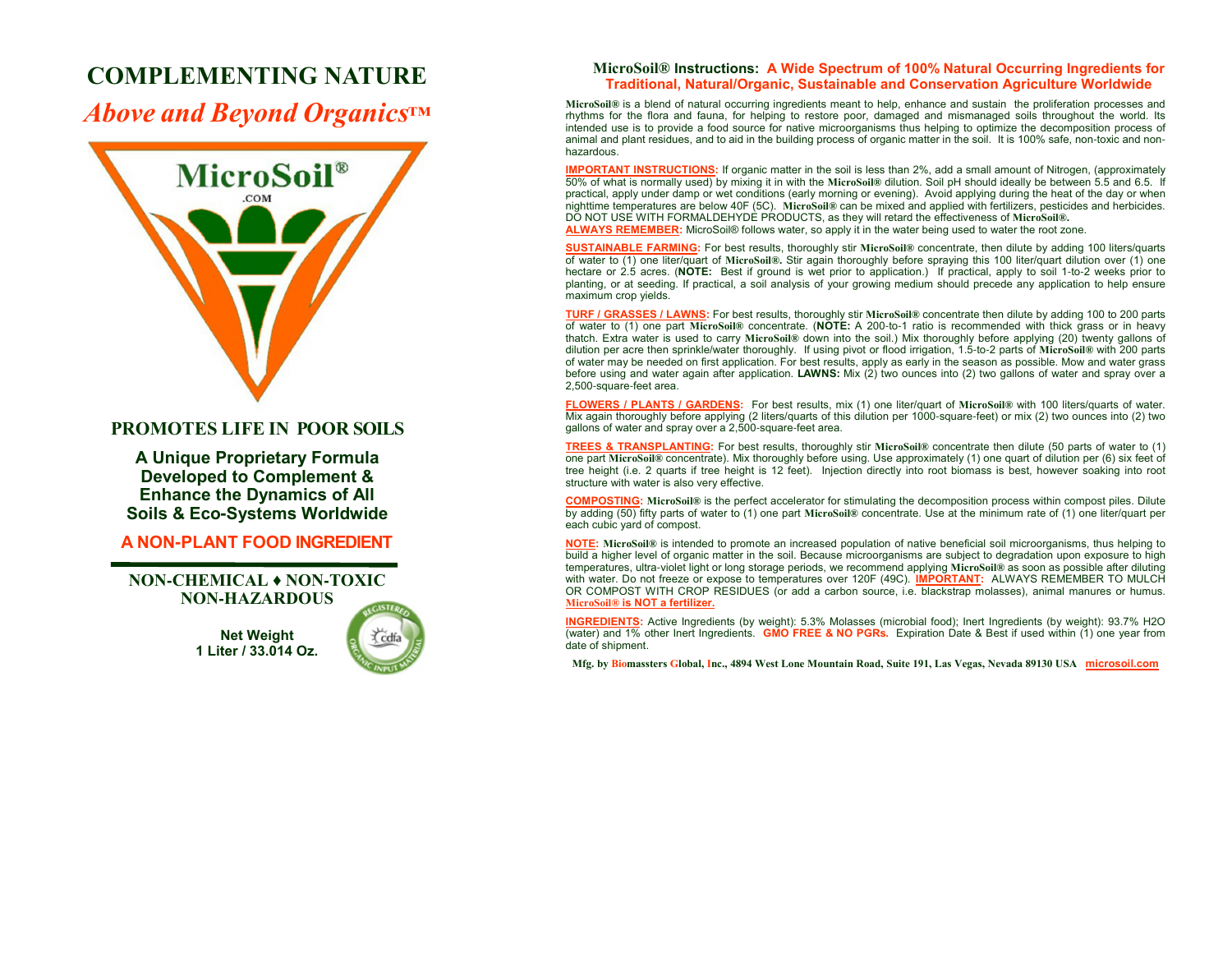# COMPLEMENTING NATURE

## *Above and Beyond Organics™*

MicroSoil®
.COM

**PROMOTES LIFE IN POOR SOILS**

**A Unique Proprietary Formula Developed to Complement & Enhance the Dynamics of All Soils & Eco-Systems Worldwide**

**A NON-PLANT FOOD INGREDIENT**

**NON-CHEMICAL ♦ NON-TOXIC NON-HAZARDOUS**

**Net Weight**
**1 Liter / 33.014 Oz.**

REGISTERED ORGANIC INPUT MATERIAL cdfa

## MicroSoil® Instructions: A Wide Spectrum of 100% Natural Occurring Ingredients for Traditional, Natural/Organic, Sustainable and Conservation Agriculture Worldwide

**MicroSoil®** is a blend of natural occurring ingredients meant to help, enhance and sustain the proliferation processes and rhythms for the flora and fauna, for helping to restore poor, damaged and mismanaged soils throughout the world. Its intended use is to provide a food source for native microorganisms thus helping to optimize the decomposition process of animal and plant residues, and to aid in the building process of organic matter in the soil. It is 100% safe, non-toxic and non-hazardous.

**IMPORTANT INSTRUCTIONS:** If organic matter in the soil is less than 2%, add a small amount of Nitrogen, (approximately 50% of what is normally used) by mixing it in with the **MicroSoil®** dilution. Soil pH should ideally be between 5.5 and 6.5. If practical, apply under damp or wet conditions (early morning or evening). Avoid applying during the heat of the day or when nighttime temperatures are below 40F (5C). **MicroSoil®** can be mixed and applied with fertilizers, pesticides and herbicides. DO NOT USE WITH FORMALDEHYDE PRODUCTS, as they will retard the effectiveness of **MicroSoil®.**
**ALWAYS REMEMBER:** MicroSoil® follows water, so apply it in the water being used to water the root zone.

**SUSTAINABLE FARMING:** For best results, thoroughly stir **MicroSoil®** concentrate, then dilute by adding 100 liters/quarts of water to (1) one liter/quart of **MicroSoil®.** Stir again thoroughly before spraying this 100 liter/quart dilution over (1) one hectare or 2.5 acres. (**NOTE:** Best if ground is wet prior to application.) If practical, apply to soil 1-to-2 weeks prior to planting, or at seeding. If practical, a soil analysis of your growing medium should precede any application to help ensure maximum crop yields.

**TURF / GRASSES / LAWNS:** For best results, thoroughly stir **MicroSoil®** concentrate then dilute by adding 100 to 200 parts of water to (1) one part **MicroSoil®** concentrate. (**NOTE:** A 200-to-1 ratio is recommended with thick grass or in heavy thatch. Extra water is used to carry **MicroSoil®** down into the soil.) Mix thoroughly before applying (20) twenty gallons of dilution per acre then sprinkle/water thoroughly. If using pivot or flood irrigation, 1.5-to-2 parts of **MicroSoil®** with 200 parts of water may be needed on first application. For best results, apply as early in the season as possible. Mow and water grass before using and water again after application. **LAWNS:** Mix (2) two ounces into (2) two gallons of water and spray over a 2,500-square-feet area.

**FLOWERS / PLANTS / GARDENS:** For best results, mix (1) one liter/quart of **MicroSoil®** with 100 liters/quarts of water. Mix again thoroughly before applying (2 liters/quarts of this dilution per 1000-square-feet) or mix (2) two ounces into (2) two gallons of water and spray over a 2,500-square-feet area.

**TREES & TRANSPLANTING:** For best results, thoroughly stir **MicroSoil®** concentrate then dilute (50 parts of water to (1) one part **MicroSoil®** concentrate). Mix thoroughly before using. Use approximately (1) one quart of dilution per (6) six feet of tree height (i.e. 2 quarts if tree height is 12 feet). Injection directly into root biomass is best, however soaking into root structure with water is also very effective.

**COMPOSTING:** **MicroSoil®** is the perfect accelerator for stimulating the decomposition process within compost piles. Dilute by adding (50) fifty parts of water to (1) one part **MicroSoil®** concentrate. Use at the minimum rate of (1) one liter/quart per each cubic yard of compost.

**NOTE:** **MicroSoil®** is intended to promote an increased population of native beneficial soil microorganisms, thus helping to build a higher level of organic matter in the soil. Because microorganisms are subject to degradation upon exposure to high temperatures, ultra-violet light or long storage periods, we recommend applying **MicroSoil®** as soon as possible after diluting with water. Do not freeze or expose to temperatures over 120F (49C). **IMPORTANT:** ALWAYS REMEMBER TO MULCH OR COMPOST WITH CROP RESIDUES (or add a carbon source, i.e. blackstrap molasses), animal manures or humus. **MicroSoil® is NOT a fertilizer.**

**INGREDIENTS:** Active Ingredients (by weight): 5.3% Molasses (microbial food); Inert Ingredients (by weight): 93.7% $H_2O$ (water) and 1% other Inert Ingredients. **GMO FREE & NO PGRs.** Expiration Date & Best if used within (1) one year from date of shipment.

**Mfg. by Biomassters Global, Inc., 4894 West Lone Mountain Road, Suite 191, Las Vegas, Nevada 89130 USA microsoil.com**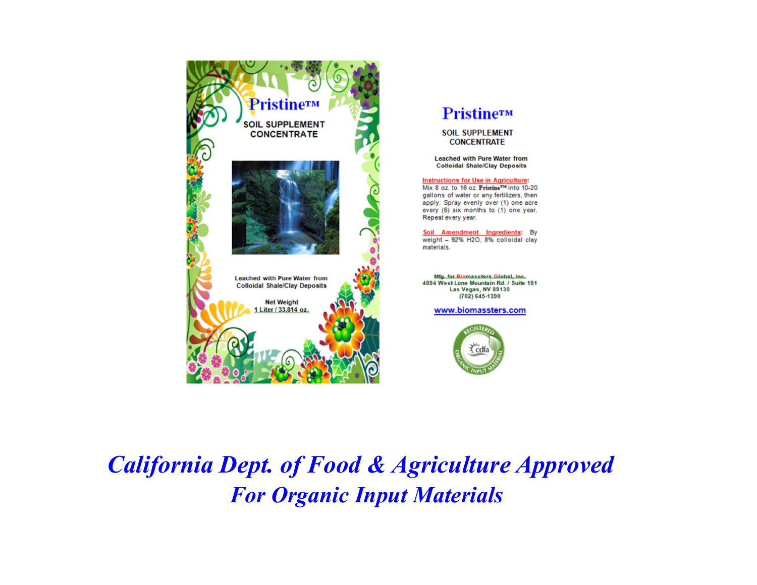**Pristine™**

**SOIL SUPPLEMENT CONCENTRATE**

Leached with Pure Water from Colloidal Shale/Clay Deposits

Net Weight
1 Liter / 33.814 oz.

**Pristine™**

**SOIL SUPPLEMENT CONCENTRATE**

Leached with Pure Water from Colloidal Shale/Clay Deposits

Instructions for Use in Agriculture: Mix 8 oz. to 16 oz. **Pristine™** into 10-20 gallons of water or any fertilizers, then apply. Spray evenly over (1) one acre every (6) six months to (1) one year. Repeat every year.

Soil Amendment Ingredients: By weight – 92% $H_2O$, 8% colloidal clay materials.

Mfg. for Biomassters Global, Inc.
4894 West Lone Mountain Rd. / Suite 191
Las Vegas, NV 89130
(702) 645-1390

www.biomassters.com

REGISTERED cdfa ORGANIC INPUT MATERIAL

*California Dept. of Food & Agriculture Approved*
*For Organic Input Materials*